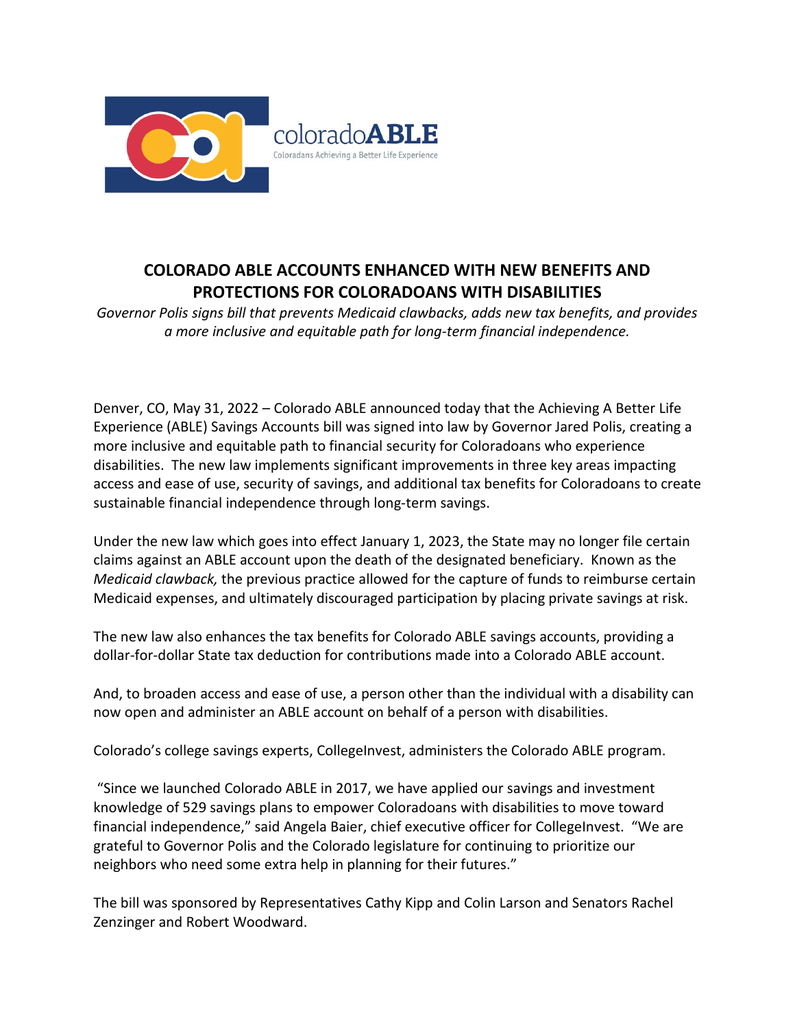coloradoABLE
Coloradans Achieving a Better Life Experience

# COLORADO ABLE ACCOUNTS ENHANCED WITH NEW BENEFITS AND PROTECTIONS FOR COLORADOANS WITH DISABILITIES

*Governor Polis signs bill that prevents Medicaid clawbacks, adds new tax benefits, and provides a more inclusive and equitable path for long-term financial independence.*

Denver, CO, May 31, 2022 – Colorado ABLE announced today that the Achieving A Better Life Experience (ABLE) Savings Accounts bill was signed into law by Governor Jared Polis, creating a more inclusive and equitable path to financial security for Coloradoans who experience disabilities. The new law implements significant improvements in three key areas impacting access and ease of use, security of savings, and additional tax benefits for Coloradoans to create sustainable financial independence through long-term savings.

Under the new law which goes into effect January 1, 2023, the State may no longer file certain claims against an ABLE account upon the death of the designated beneficiary. Known as the *Medicaid clawback,* the previous practice allowed for the capture of funds to reimburse certain Medicaid expenses, and ultimately discouraged participation by placing private savings at risk.

The new law also enhances the tax benefits for Colorado ABLE savings accounts, providing a dollar-for-dollar State tax deduction for contributions made into a Colorado ABLE account.

And, to broaden access and ease of use, a person other than the individual with a disability can now open and administer an ABLE account on behalf of a person with disabilities.

Colorado's college savings experts, CollegeInvest, administers the Colorado ABLE program.

"Since we launched Colorado ABLE in 2017, we have applied our savings and investment knowledge of 529 savings plans to empower Coloradoans with disabilities to move toward financial independence," said Angela Baier, chief executive officer for CollegeInvest. "We are grateful to Governor Polis and the Colorado legislature for continuing to prioritize our neighbors who need some extra help in planning for their futures."

The bill was sponsored by Representatives Cathy Kipp and Colin Larson and Senators Rachel Zenzinger and Robert Woodward.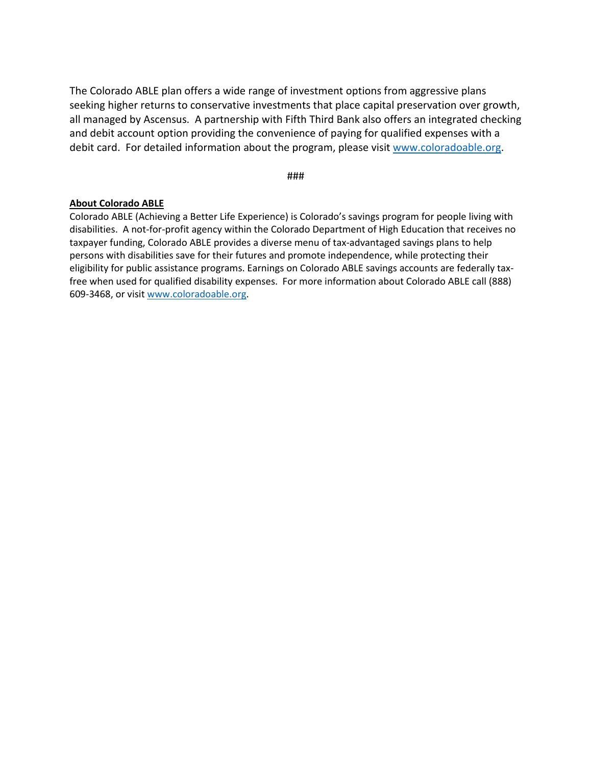The Colorado ABLE plan offers a wide range of investment options from aggressive plans seeking higher returns to conservative investments that place capital preservation over growth, all managed by Ascensus. A partnership with Fifth Third Bank also offers an integrated checking and debit account option providing the convenience of paying for qualified expenses with a debit card. For detailed information about the program, please visit [www.coloradoable.org](http://www.coloradoable.org).

###

**About Colorado ABLE**

Colorado ABLE (Achieving a Better Life Experience) is Colorado's savings program for people living with disabilities. A not-for-profit agency within the Colorado Department of High Education that receives no taxpayer funding, Colorado ABLE provides a diverse menu of tax-advantaged savings plans to help persons with disabilities save for their futures and promote independence, while protecting their eligibility for public assistance programs. Earnings on Colorado ABLE savings accounts are federally tax-free when used for qualified disability expenses. For more information about Colorado ABLE call (888) 609-3468, or visit [www.coloradoable.org](http://www.coloradoable.org).